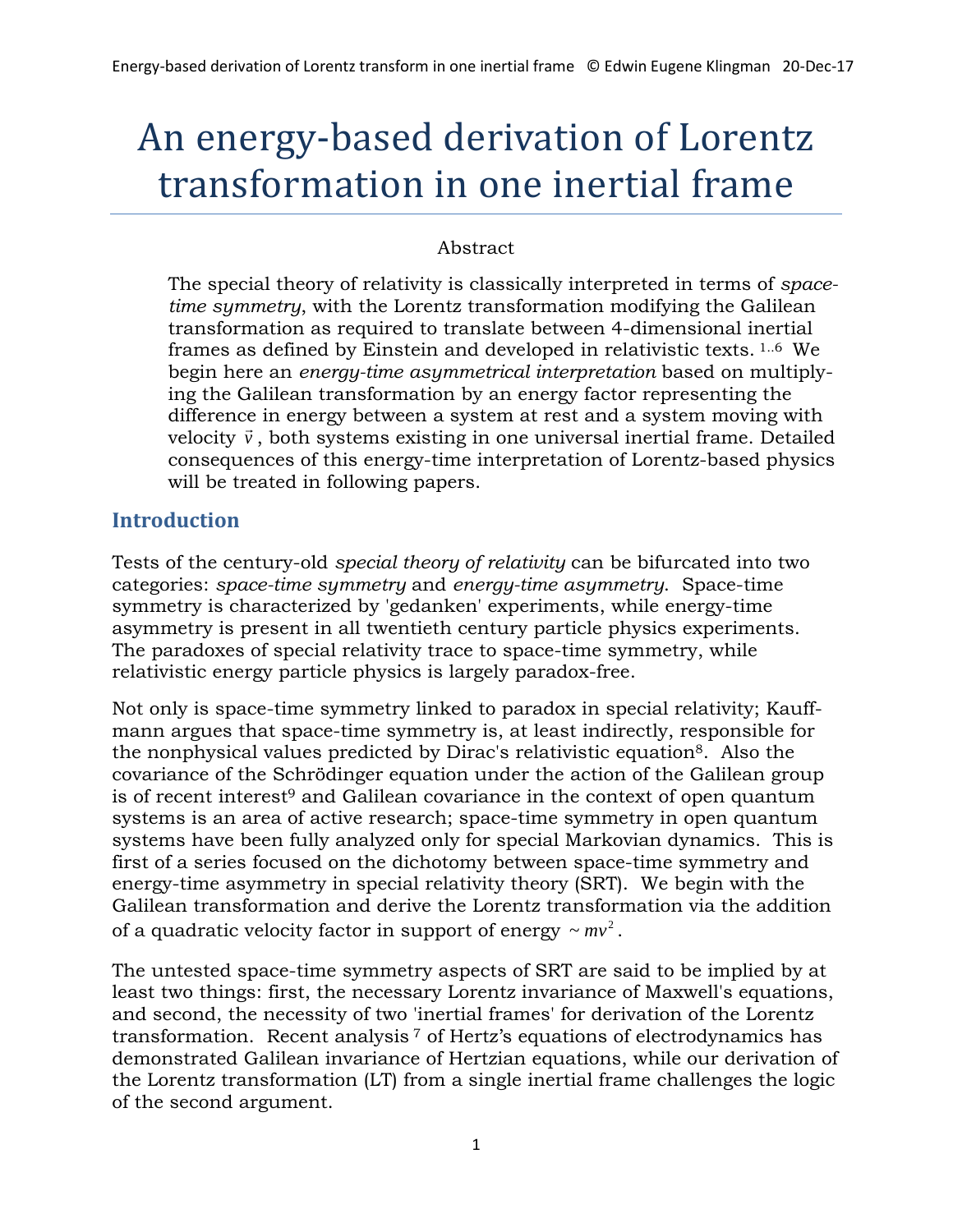# An energy-based derivation of Lorentz transformation in one inertial frame

Abstract

The special theory of relativity is classically interpreted in terms of *space-time symmetry*, with the Lorentz transformation modifying the Galilean transformation as required to translate between 4-dimensional inertial frames as defined by Einstein and developed in relativistic texts. [1..6] We begin here an *energy-time asymmetrical interpretation* based on multiplying the Galilean transformation by an energy factor representing the difference in energy between a system at rest and a system moving with velocity $\vec{v}$, both systems existing in one universal inertial frame. Detailed consequences of this energy-time interpretation of Lorentz-based physics will be treated in following papers.

## Introduction

Tests of the century-old *special theory of relativity* can be bifurcated into two categories: *space-time symmetry* and *energy-time asymmetry*. Space-time symmetry is characterized by 'gedanken' experiments, while energy-time asymmetry is present in all twentieth century particle physics experiments. The paradoxes of special relativity trace to space-time symmetry, while relativistic energy particle physics is largely paradox-free.

Not only is space-time symmetry linked to paradox in special relativity; Kauffmann argues that space-time symmetry is, at least indirectly, responsible for the nonphysical values predicted by Dirac's relativistic equation[8]. Also the covariance of the Schrödinger equation under the action of the Galilean group is of recent interest[9] and Galilean covariance in the context of open quantum systems is an area of active research; space-time symmetry in open quantum systems have been fully analyzed only for special Markovian dynamics. This is first of a series focused on the dichotomy between space-time symmetry and energy-time asymmetry in special relativity theory (SRT). We begin with the Galilean transformation and derive the Lorentz transformation via the addition of a quadratic velocity factor in support of energy $\sim mv^2$.

The untested space-time symmetry aspects of SRT are said to be implied by at least two things: first, the necessary Lorentz invariance of Maxwell's equations, and second, the necessity of two 'inertial frames' for derivation of the Lorentz transformation. Recent analysis [7] of Hertz's equations of electrodynamics has demonstrated Galilean invariance of Hertzian equations, while our derivation of the Lorentz transformation (LT) from a single inertial frame challenges the logic of the second argument.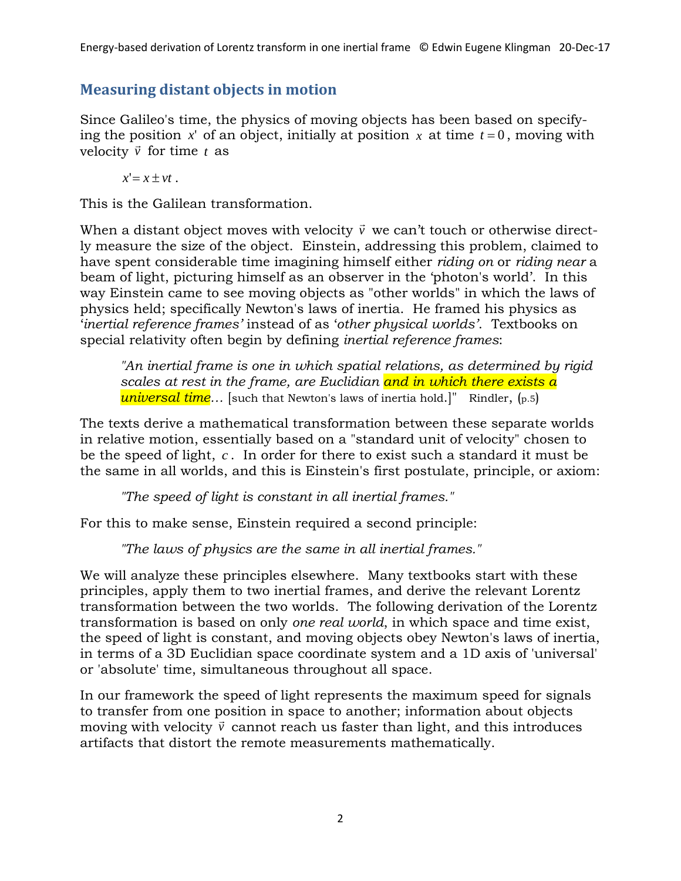## Measuring distant objects in motion

Since Galileo's time, the physics of moving objects has been based on specifying the position $x'$ of an object, initially at position $x$ at time $t = 0$, moving with velocity $\vec{v}$ for time $t$ as

$$x' = x \pm vt \,.$$

This is the Galilean transformation.

When a distant object moves with velocity $\vec{v}$ we can't touch or otherwise directly measure the size of the object. Einstein, addressing this problem, claimed to have spent considerable time imagining himself either *riding on* or *riding near* a beam of light, picturing himself as an observer in the 'photon's world'. In this way Einstein came to see moving objects as "other worlds" in which the laws of physics held; specifically Newton's laws of inertia. He framed his physics as '*inertial reference frames'* instead of as '*other physical worlds'*. Textbooks on special relativity often begin by defining *inertial reference frames*:

> *"An inertial frame is one in which spatial relations, as determined by rigid scales at rest in the frame, are Euclidian and in which there exists a universal time…* [such that Newton's laws of inertia hold.]" Rindler, (p.5)

The texts derive a mathematical transformation between these separate worlds in relative motion, essentially based on a "standard unit of velocity" chosen to be the speed of light, $c$. In order for there to exist such a standard it must be the same in all worlds, and this is Einstein's first postulate, principle, or axiom:

> *"The speed of light is constant in all inertial frames."*

For this to make sense, Einstein required a second principle:

> *"The laws of physics are the same in all inertial frames."*

We will analyze these principles elsewhere. Many textbooks start with these principles, apply them to two inertial frames, and derive the relevant Lorentz transformation between the two worlds. The following derivation of the Lorentz transformation is based on only *one real world*, in which space and time exist, the speed of light is constant, and moving objects obey Newton's laws of inertia, in terms of a 3D Euclidian space coordinate system and a 1D axis of 'universal' or 'absolute' time, simultaneous throughout all space.

In our framework the speed of light represents the maximum speed for signals to transfer from one position in space to another; information about objects moving with velocity $\vec{v}$ cannot reach us faster than light, and this introduces artifacts that distort the remote measurements mathematically.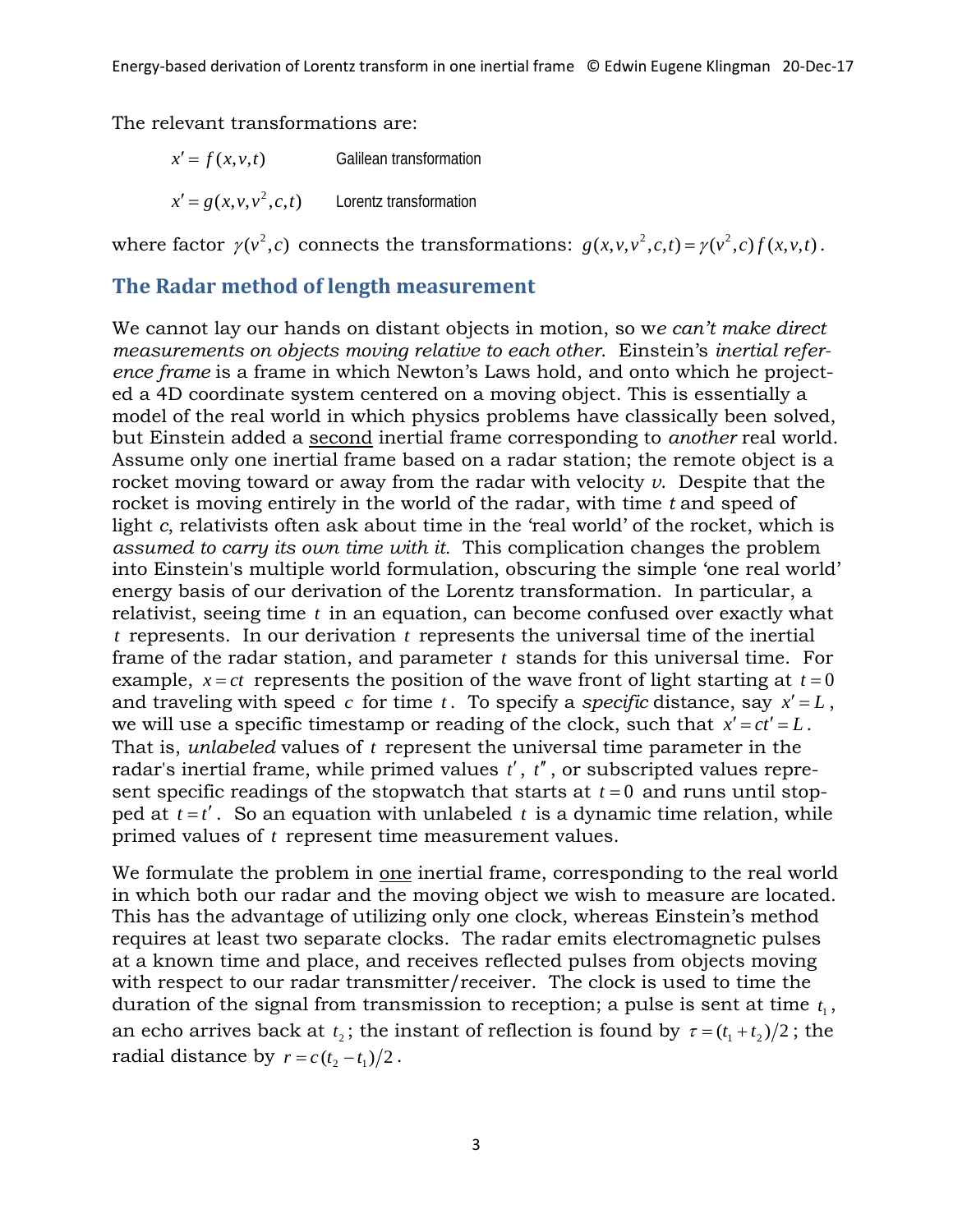The relevant transformations are:

$x' = f(x, v, t)$ Galilean transformation

$x' = g(x, v, v^2, c, t)$ Lorentz transformation

where factor $\gamma(v^2, c)$ connects the transformations: $g(x, v, v^2, c, t) = \gamma(v^2, c) f(x, v, t)$.

## The Radar method of length measurement

We cannot lay our hands on distant objects in motion, so w*e can't make direct measurements on objects moving relative to each other*. Einstein's *inertial reference frame* is a frame in which Newton's Laws hold, and onto which he projected a 4D coordinate system centered on a moving object. This is essentially a model of the real world in which physics problems have classically been solved, but Einstein added a second inertial frame corresponding to *another* real world. Assume only one inertial frame based on a radar station; the remote object is a rocket moving toward or away from the radar with velocity *v*. Despite that the rocket is moving entirely in the world of the radar, with time *t* and speed of light *c*, relativists often ask about time in the 'real world' of the rocket, which is *assumed to carry its own time with it.* This complication changes the problem into Einstein's multiple world formulation, obscuring the simple 'one real world' energy basis of our derivation of the Lorentz transformation. In particular, a relativist, seeing time $t$ in an equation, can become confused over exactly what $t$ represents. In our derivation $t$ represents the universal time of the inertial frame of the radar station, and parameter $t$ stands for this universal time. For example, $x = ct$ represents the position of the wave front of light starting at $t = 0$ and traveling with speed $c$ for time $t$. To specify a *specific* distance, say $x' = L$, we will use a specific timestamp or reading of the clock, such that $x' = ct' = L$. That is, *unlabeled* values of $t$ represent the universal time parameter in the radar's inertial frame, while primed values $t'$, $t''$, or subscripted values represent specific readings of the stopwatch that starts at $t = 0$ and runs until stopped at $t = t'$. So an equation with unlabeled $t$ is a dynamic time relation, while primed values of $t$ represent time measurement values.

We formulate the problem in one inertial frame, corresponding to the real world in which both our radar and the moving object we wish to measure are located. This has the advantage of utilizing only one clock, whereas Einstein's method requires at least two separate clocks. The radar emits electromagnetic pulses at a known time and place, and receives reflected pulses from objects moving with respect to our radar transmitter/receiver. The clock is used to time the duration of the signal from transmission to reception; a pulse is sent at time $t_1$, an echo arrives back at $t_2$; the instant of reflection is found by $\tau = (t_1 + t_2)/2$; the radial distance by $r = c(t_2 - t_1)/2$.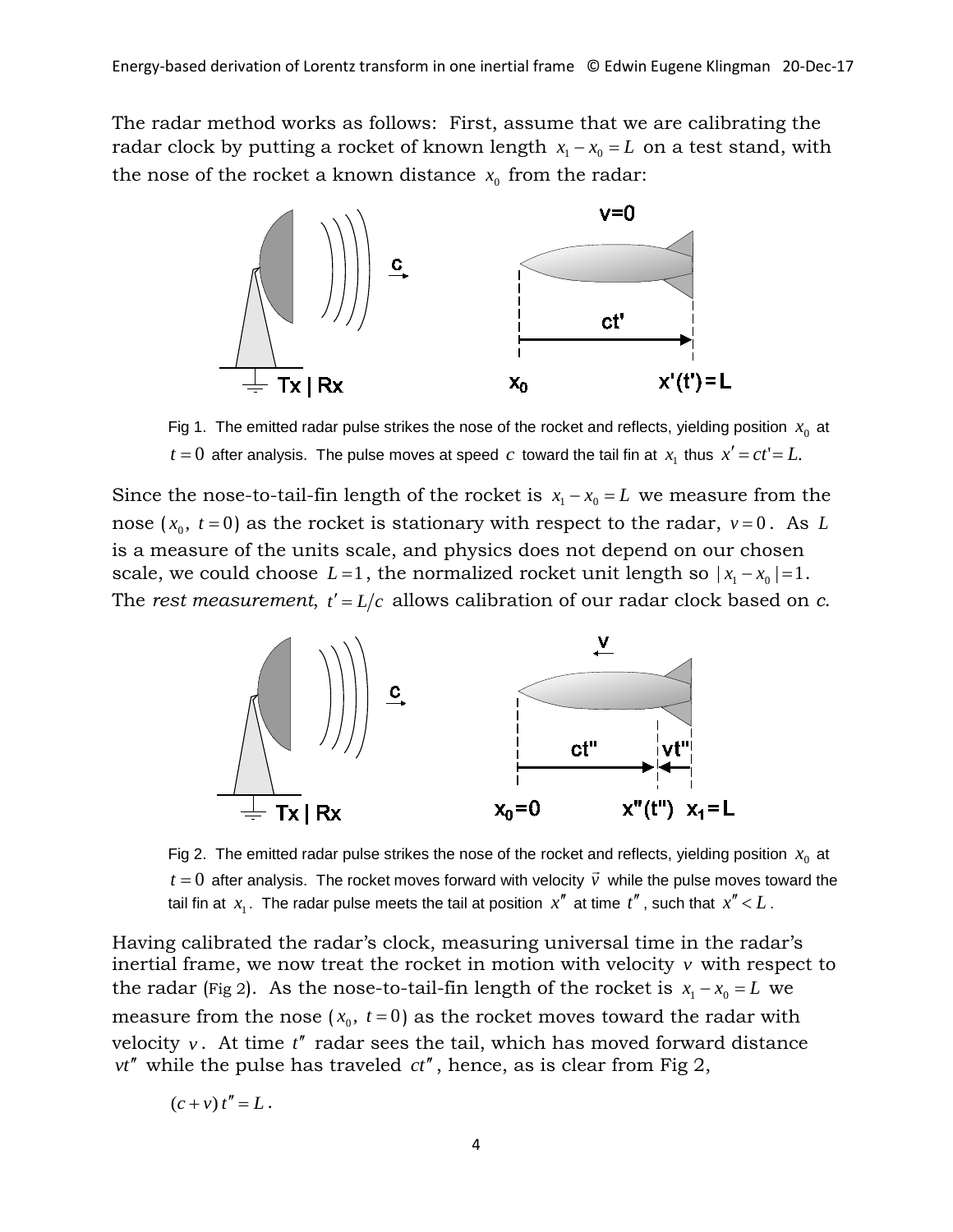The radar method works as follows: First, assume that we are calibrating the radar clock by putting a rocket of known length $x_1 - x_0 = L$ on a test stand, with the nose of the rocket a known distance $x_0$ from the radar:

Fig 1. The emitted radar pulse strikes the nose of the rocket and reflects, yielding position $x_0$ at $t = 0$ after analysis. The pulse moves at speed $c$ toward the tail fin at $x_1$ thus $x' = ct' = L.$

Since the nose-to-tail-fin length of the rocket is $x_1 - x_0 = L$ we measure from the nose $(x_0,\ t = 0)$ as the rocket is stationary with respect to the radar, $v = 0$. As $L$ is a measure of the units scale, and physics does not depend on our chosen scale, we could choose $L = 1$, the normalized rocket unit length so $|x_1 - x_0| = 1$. The *rest measurement*, $t' = L/c$ allows calibration of our radar clock based on *c*.

Fig 2. The emitted radar pulse strikes the nose of the rocket and reflects, yielding position $x_0$ at $t = 0$ after analysis. The rocket moves forward with velocity $\vec{v}$ while the pulse moves toward the tail fin at $x_1$. The radar pulse meets the tail at position $x''$ at time $t''$, such that $x'' < L$.

Having calibrated the radar's clock, measuring universal time in the radar's inertial frame, we now treat the rocket in motion with velocity $v$ with respect to the radar (Fig 2). As the nose-to-tail-fin length of the rocket is $x_1 - x_0 = L$ we measure from the nose $(x_0,\ t = 0)$ as the rocket moves toward the radar with velocity $v$. At time $t''$ radar sees the tail, which has moved forward distance $vt''$ while the pulse has traveled $ct''$, hence, as is clear from Fig 2,

$$(c + v)\,t'' = L\,.$$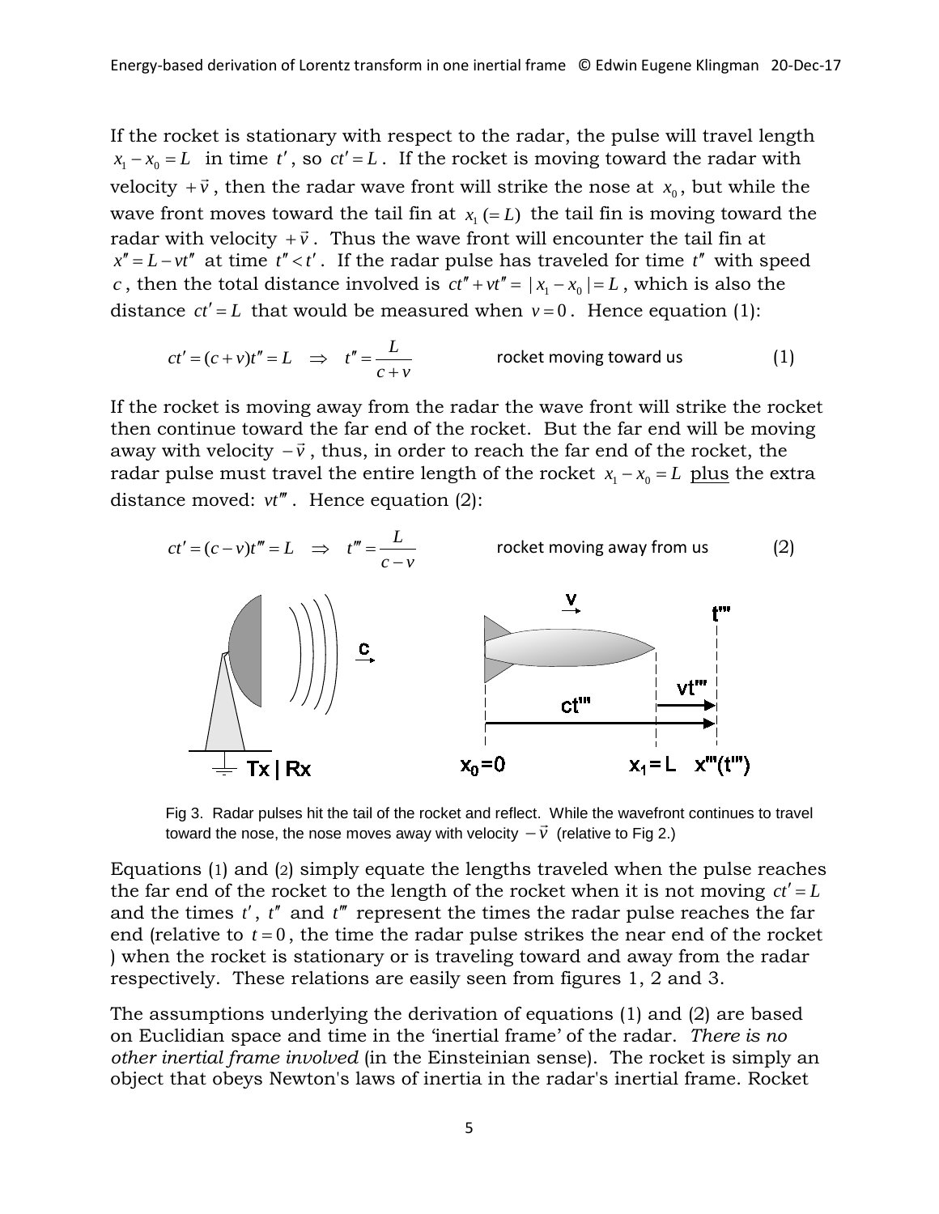If the rocket is stationary with respect to the radar, the pulse will travel length $x_1 - x_0 = L$ in time $t'$, so $ct' = L$. If the rocket is moving toward the radar with velocity $+\vec{v}$, then the radar wave front will strike the nose at $x_0$, but while the wave front moves toward the tail fin at $x_1\,(=L)$ the tail fin is moving toward the radar with velocity $+\vec{v}$. Thus the wave front will encounter the tail fin at $x'' = L - vt''$ at time $t'' < t'$. If the radar pulse has traveled for time $t''$ with speed $c$, then the total distance involved is $ct'' + vt'' = |x_1 - x_0| = L$, which is also the distance $ct' = L$ that would be measured when $v = 0$. Hence equation (1):

$$ct' = (c+v)t'' = L \quad \Rightarrow \quad t'' = \frac{L}{c+v} \qquad \text{rocket moving toward us} \qquad (1)$$

If the rocket is moving away from the radar the wave front will strike the rocket then continue toward the far end of the rocket. But the far end will be moving away with velocity $-\vec{v}$, thus, in order to reach the far end of the rocket, the radar pulse must travel the entire length of the rocket $x_1 - x_0 = L$ <u>plus</u> the extra distance moved: $vt'''$. Hence equation (2):

$$ct' = (c-v)t''' = L \quad \Rightarrow \quad t''' = \frac{L}{c-v} \qquad \text{rocket moving away from us} \qquad (2)$$

Fig 3. Radar pulses hit the tail of the rocket and reflect. While the wavefront continues to travel toward the nose, the nose moves away with velocity $-\vec{v}$ (relative to Fig 2.)

Equations (1) and (2) simply equate the lengths traveled when the pulse reaches the far end of the rocket to the length of the rocket when it is not moving $ct' = L$ and the times $t'$, $t''$ and $t'''$ represent the times the radar pulse reaches the far end (relative to $t = 0$, the time the radar pulse strikes the near end of the rocket ) when the rocket is stationary or is traveling toward and away from the radar respectively. These relations are easily seen from figures 1, 2 and 3.

The assumptions underlying the derivation of equations (1) and (2) are based on Euclidian space and time in the 'inertial frame' of the radar. *There is no other inertial frame involved* (in the Einsteinian sense). The rocket is simply an object that obeys Newton's laws of inertia in the radar's inertial frame. Rocket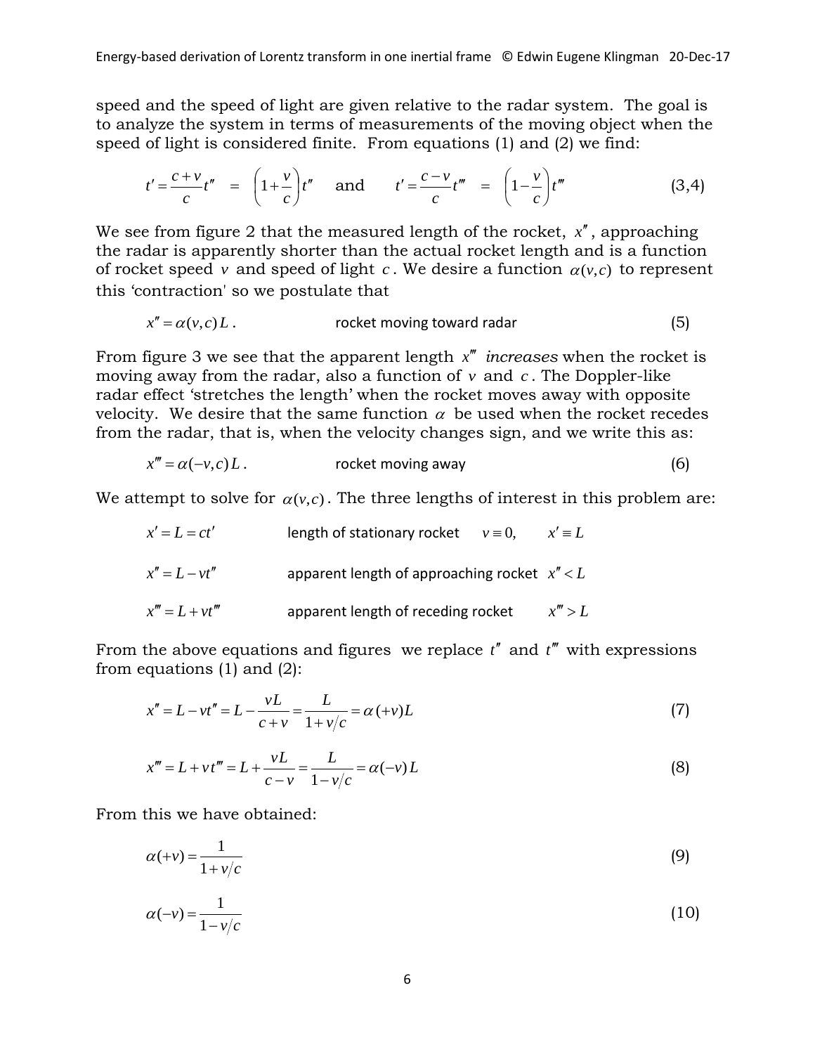speed and the speed of light are given relative to the radar system. The goal is to analyze the system in terms of measurements of the moving object when the speed of light is considered finite. From equations (1) and (2) we find:

$$t' = \frac{c+v}{c}t'' \;=\; \left(1+\frac{v}{c}\right)t'' \quad \text{and} \quad t' = \frac{c-v}{c}t''' \;=\; \left(1-\frac{v}{c}\right)t''' \tag{3,4}$$

We see from figure 2 that the measured length of the rocket, $x''$, approaching the radar is apparently shorter than the actual rocket length and is a function of rocket speed $v$ and speed of light $c$. We desire a function $\alpha(v,c)$ to represent this 'contraction' so we postulate that

$$x'' = \alpha(v,c)\,L\,. \qquad \text{rocket moving toward radar} \tag{5}$$

From figure 3 we see that the apparent length $x'''$ *increases* when the rocket is moving away from the radar, also a function of $v$ and $c$. The Doppler-like radar effect 'stretches the length' when the rocket moves away with opposite velocity. We desire that the same function $\alpha$ be used when the rocket recedes from the radar, that is, when the velocity changes sign, and we write this as:

$$x''' = \alpha(-v,c)\,L\,. \qquad \text{rocket moving away} \tag{6}$$

We attempt to solve for $\alpha(v,c)$. The three lengths of interest in this problem are:

$x' = L = ct'$ — length of stationary rocket $\quad v \equiv 0, \quad x' \equiv L$

$x'' = L - vt''$ — apparent length of approaching rocket $\quad x'' < L$

$x''' = L + vt'''$ — apparent length of receding rocket $\quad x''' > L$

From the above equations and figures we replace $t''$ and $t'''$ with expressions from equations (1) and (2):

$$x'' = L - vt'' = L - \frac{vL}{c+v} = \frac{L}{1+v/c} = \alpha(+v)L \tag{7}$$

$$x''' = L + vt''' = L + \frac{vL}{c-v} = \frac{L}{1-v/c} = \alpha(-v)\,L \tag{8}$$

From this we have obtained:

$$\alpha(+v) = \frac{1}{1+v/c} \tag{9}$$

$$\alpha(-v) = \frac{1}{1-v/c} \tag{10}$$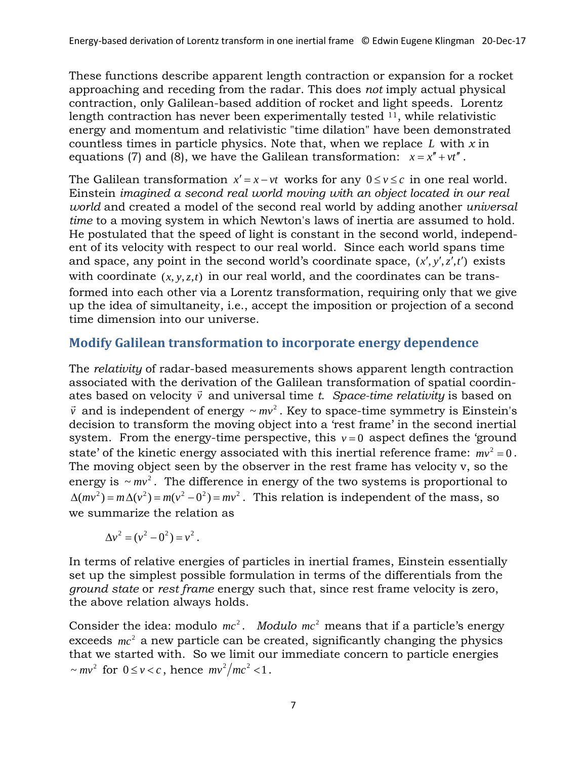These functions describe apparent length contraction or expansion for a rocket approaching and receding from the radar. This does *not* imply actual physical contraction, only Galilean-based addition of rocket and light speeds. Lorentz length contraction has never been experimentally tested [11], while relativistic energy and momentum and relativistic "time dilation" have been demonstrated countless times in particle physics. Note that, when we replace $L$ with $x$ in equations (7) and (8), we have the Galilean transformation: $x = x'' + vt''$.

The Galilean transformation $x' = x - vt$ works for any $0 \le v \le c$ in one real world. Einstein *imagined a second real world moving with an object located in our real world* and created a model of the second real world by adding another *universal time* to a moving system in which Newton's laws of inertia are assumed to hold. He postulated that the speed of light is constant in the second world, independent of its velocity with respect to our real world. Since each world spans time and space, any point in the second world's coordinate space, $(x', y', z', t')$ exists with coordinate $(x, y, z, t)$ in our real world, and the coordinates can be transformed into each other via a Lorentz transformation, requiring only that we give up the idea of simultaneity, i.e., accept the imposition or projection of a second time dimension into our universe.

## Modify Galilean transformation to incorporate energy dependence

The *relativity* of radar-based measurements shows apparent length contraction associated with the derivation of the Galilean transformation of spatial coordinates based on velocity $\vec{v}$ and universal time *t*. *Space-time relativity* is based on $\vec{v}$ and is independent of energy $\sim mv^2$. Key to space-time symmetry is Einstein's decision to transform the moving object into a 'rest frame' in the second inertial system. From the energy-time perspective, this $v = 0$ aspect defines the 'ground state' of the kinetic energy associated with this inertial reference frame: $mv^2 = 0$. The moving object seen by the observer in the rest frame has velocity v, so the energy is $\sim mv^2$. The difference in energy of the two systems is proportional to $\Delta(mv^2) = m\Delta(v^2) = m(v^2 - 0^2) = mv^2$. This relation is independent of the mass, so we summarize the relation as

$$\Delta v^2 = (v^2 - 0^2) = v^2 .$$

In terms of relative energies of particles in inertial frames, Einstein essentially set up the simplest possible formulation in terms of the differentials from the *ground state* or *rest frame* energy such that, since rest frame velocity is zero, the above relation always holds.

Consider the idea: modulo $mc^2$. *Modulo* $mc^2$ means that if a particle's energy exceeds $mc^2$ a new particle can be created, significantly changing the physics that we started with. So we limit our immediate concern to particle energies $\sim mv^2$ for $0 \le v < c$, hence $mv^2/mc^2 < 1$.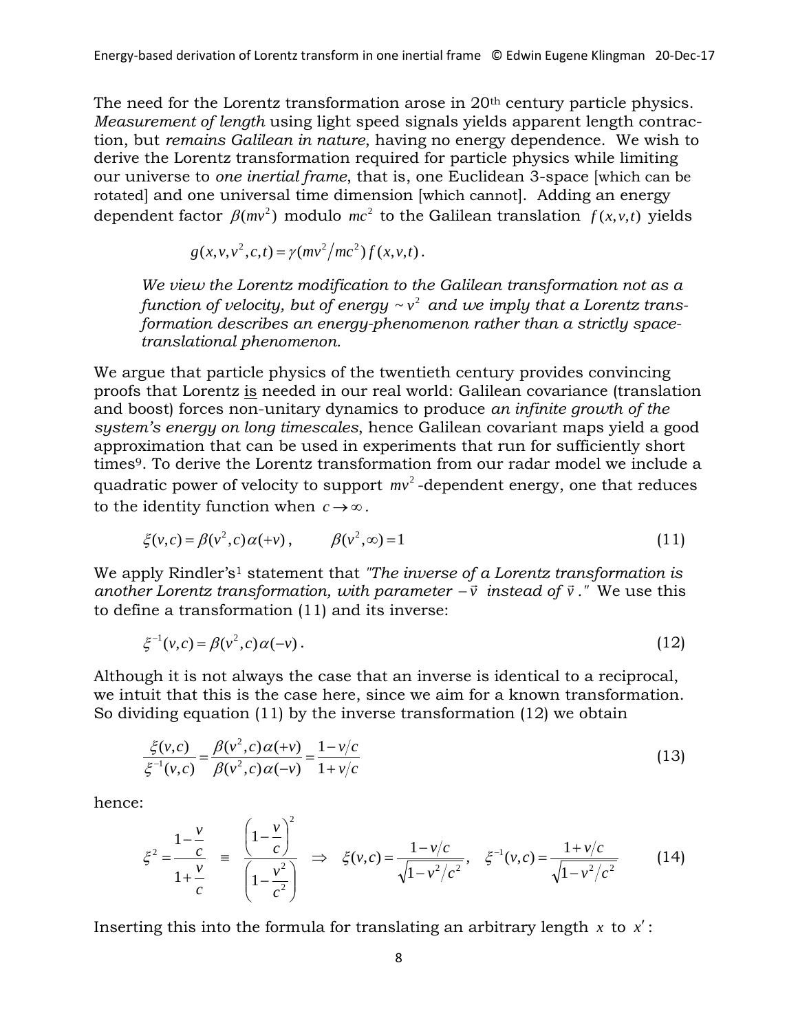The need for the Lorentz transformation arose in 20th century particle physics. *Measurement of length* using light speed signals yields apparent length contraction, but *remains Galilean in nature*, having no energy dependence. We wish to derive the Lorentz transformation required for particle physics while limiting our universe to *one inertial frame*, that is, one Euclidean 3-space [which can be rotated] and one universal time dimension [which cannot]. Adding an energy dependent factor $\beta(mv^2)$ modulo $mc^2$ to the Galilean translation $f(x,v,t)$ yields

$$g(x,v,v^2,c,t) = \gamma(mv^2/mc^2)\, f(x,v,t).$$

> *We view the Lorentz modification to the Galilean transformation not as a function of velocity, but of energy $\sim v^2$ and we imply that a Lorentz transformation describes an energy-phenomenon rather than a strictly space-translational phenomenon.*

We argue that particle physics of the twentieth century provides convincing proofs that Lorentz is needed in our real world: Galilean covariance (translation and boost) forces non-unitary dynamics to produce *an infinite growth of the system's energy on long timescales*, hence Galilean covariant maps yield a good approximation that can be used in experiments that run for sufficiently short times[9]. To derive the Lorentz transformation from our radar model we include a quadratic power of velocity to support $mv^2$-dependent energy, one that reduces to the identity function when $c \to \infty$.

$$\xi(v,c) = \beta(v^2,c)\,\alpha(+v), \qquad \beta(v^2,\infty) = 1 \tag{11}$$

We apply Rindler's[1] statement that *"The inverse of a Lorentz transformation is another Lorentz transformation, with parameter $-\vec{v}$ instead of $\vec{v}$."* We use this to define a transformation (11) and its inverse:

$$\xi^{-1}(v,c) = \beta(v^2,c)\,\alpha(-v). \tag{12}$$

Although it is not always the case that an inverse is identical to a reciprocal, we intuit that this is the case here, since we aim for a known transformation. So dividing equation (11) by the inverse transformation (12) we obtain

$$\frac{\xi(v,c)}{\xi^{-1}(v,c)} = \frac{\beta(v^2,c)\,\alpha(+v)}{\beta(v^2,c)\,\alpha(-v)} = \frac{1-v/c}{1+v/c} \tag{13}$$

hence:

$$\xi^2 = \frac{1-\dfrac{v}{c}}{1+\dfrac{v}{c}} \;\equiv\; \frac{\left(1-\dfrac{v}{c}\right)^2}{\left(1-\dfrac{v^2}{c^2}\right)} \;\Rightarrow\; \xi(v,c) = \frac{1-v/c}{\sqrt{1-v^2/c^2}}, \quad \xi^{-1}(v,c) = \frac{1+v/c}{\sqrt{1-v^2/c^2}} \tag{14}$$

Inserting this into the formula for translating an arbitrary length $x$ to $x'$: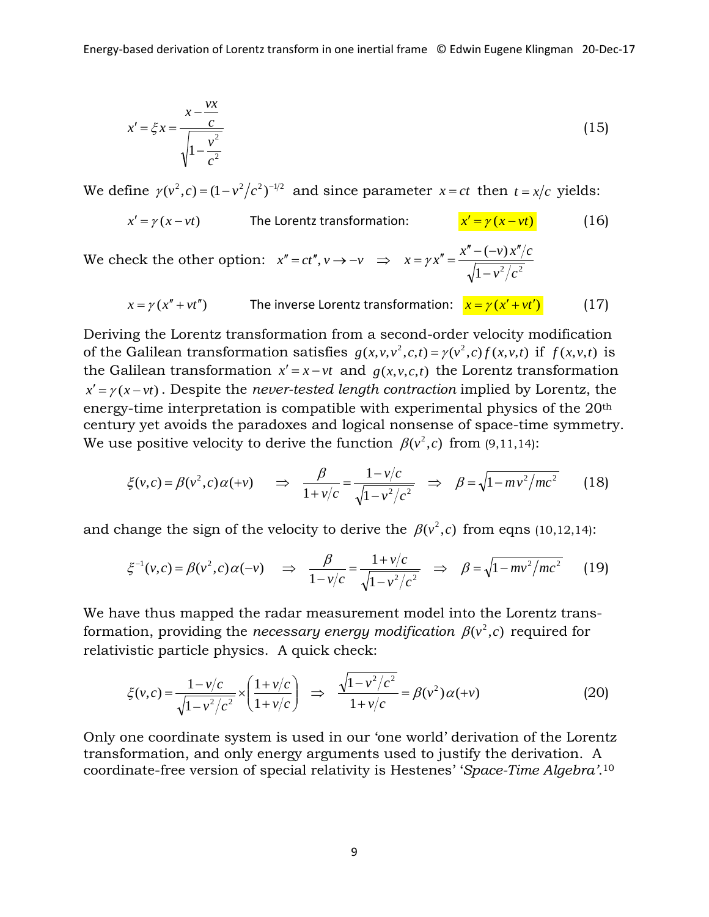$$x' = \xi x = \frac{x - \dfrac{vx}{c}}{\sqrt{1 - \dfrac{v^2}{c^2}}} \tag{15}$$

We define $\gamma(v^2, c) = (1 - v^2/c^2)^{-1/2}$ and since parameter $x = ct$ then $t = x/c$ yields:

$$x' = \gamma(x - vt) \qquad \text{The Lorentz transformation:} \qquad x' = \gamma(x - vt) \tag{16}$$

We check the other option: $x'' = ct'', v \to -v \quad \Rightarrow \quad x = \gamma x'' = \dfrac{x'' - (-v)x''/c}{\sqrt{1 - v^2/c^2}}$

$$x = \gamma(x'' + vt'') \qquad \text{The inverse Lorentz transformation:} \quad x = \gamma(x' + vt') \tag{17}$$

Deriving the Lorentz transformation from a second-order velocity modification of the Galilean transformation satisfies $g(x, v, v^2, c, t) = \gamma(v^2, c) f(x, v, t)$ if $f(x, v, t)$ is the Galilean transformation $x' = x - vt$ and $g(x, v, c, t)$ the Lorentz transformation $x' = \gamma(x - vt)$. Despite the *never-tested length contraction* implied by Lorentz, the energy-time interpretation is compatible with experimental physics of the 20th century yet avoids the paradoxes and logical nonsense of space-time symmetry. We use positive velocity to derive the function $\beta(v^2, c)$ from (9,11,14):

$$\xi(v, c) = \beta(v^2, c)\alpha(+v) \quad \Rightarrow \quad \frac{\beta}{1 + v/c} = \frac{1 - v/c}{\sqrt{1 - v^2/c^2}} \quad \Rightarrow \quad \beta = \sqrt{1 - mv^2/mc^2} \tag{18}$$

and change the sign of the velocity to derive the $\beta(v^2, c)$ from eqns (10,12,14):

$$\xi^{-1}(v, c) = \beta(v^2, c)\alpha(-v) \quad \Rightarrow \quad \frac{\beta}{1 - v/c} = \frac{1 + v/c}{\sqrt{1 - v^2/c^2}} \quad \Rightarrow \quad \beta = \sqrt{1 - mv^2/mc^2} \tag{19}$$

We have thus mapped the radar measurement model into the Lorentz transformation, providing the *necessary energy modification* $\beta(v^2, c)$ required for relativistic particle physics. A quick check:

$$\xi(v, c) = \frac{1 - v/c}{\sqrt{1 - v^2/c^2}} \times \left(\frac{1 + v/c}{1 + v/c}\right) \quad \Rightarrow \quad \frac{\sqrt{1 - v^2/c^2}}{1 + v/c} = \beta(v^2)\alpha(+v) \tag{20}$$

Only one coordinate system is used in our 'one world' derivation of the Lorentz transformation, and only energy arguments used to justify the derivation. A coordinate-free version of special relativity is Hestenes' '*Space-Time Algebra*'.[10]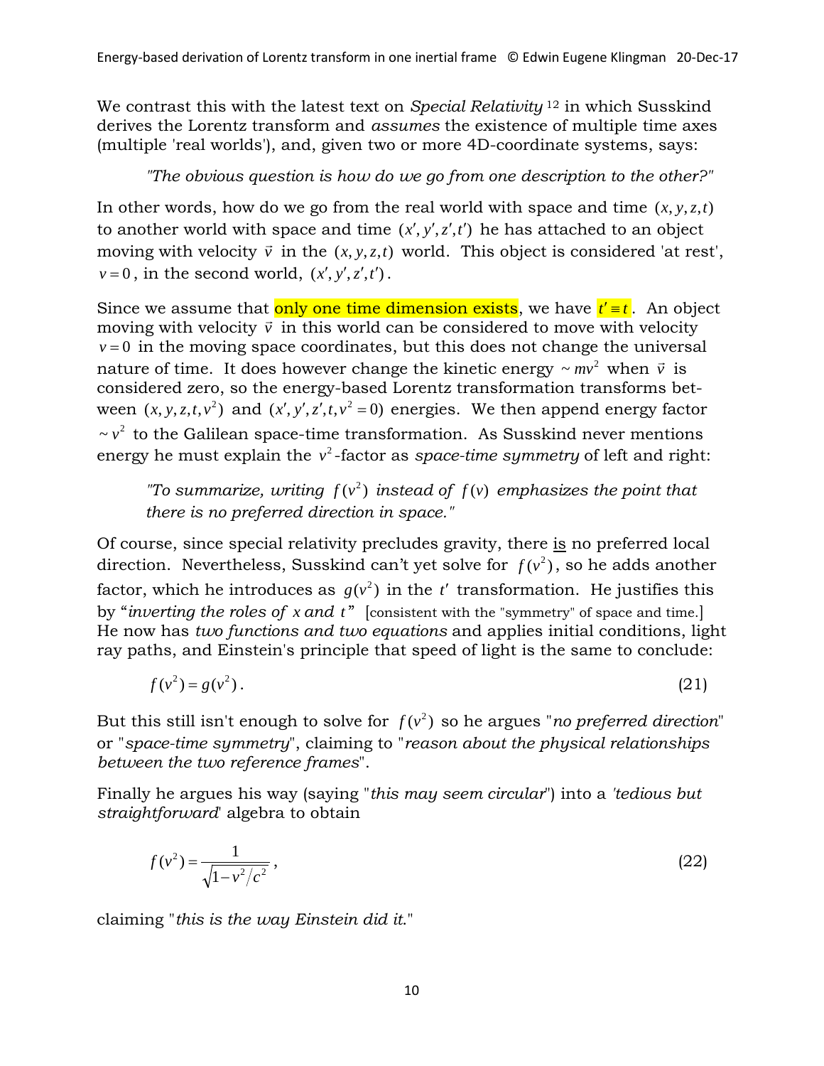We contrast this with the latest text on *Special Relativity* [12] in which Susskind derives the Lorentz transform and *assumes* the existence of multiple time axes (multiple 'real worlds'), and, given two or more 4D-coordinate systems, says:

> *"The obvious question is how do we go from one description to the other?"*

In other words, how do we go from the real world with space and time $(x, y, z, t)$ to another world with space and time $(x', y', z', t')$ he has attached to an object moving with velocity $\vec{v}$ in the $(x, y, z, t)$ world. This object is considered 'at rest', $v = 0$, in the second world, $(x', y', z', t')$.

Since we assume that only one time dimension exists, we have $t' \equiv t$. An object moving with velocity $\vec{v}$ in this world can be considered to move with velocity $v = 0$ in the moving space coordinates, but this does not change the universal nature of time. It does however change the kinetic energy $\sim mv^2$ when $\vec{v}$ is considered zero, so the energy-based Lorentz transformation transforms between $(x, y, z, t, v^2)$ and $(x', y', z', t, v^2 = 0)$ energies. We then append energy factor $\sim v^2$ to the Galilean space-time transformation. As Susskind never mentions energy he must explain the $v^2$-factor as *space-time symmetry* of left and right:

> *"To summarize, writing $f(v^2)$ instead of $f(v)$ emphasizes the point that there is no preferred direction in space."*

Of course, since special relativity precludes gravity, there <u>is</u> no preferred local direction. Nevertheless, Susskind can't yet solve for $f(v^2)$, so he adds another factor, which he introduces as $g(v^2)$ in the $t'$ transformation. He justifies this by "*inverting the roles of x and t*" [consistent with the "symmetry" of space and time.] He now has *two functions and two equations* and applies initial conditions, light ray paths, and Einstein's principle that speed of light is the same to conclude:

$$f(v^2) = g(v^2). \tag{21}$$

But this still isn't enough to solve for $f(v^2)$ so he argues "*no preferred direction*" or "*space-time symmetry*", claiming to "*reason about the physical relationships between the two reference frames*".

Finally he argues his way (saying "*this may seem circular*") into a *'tedious but straightforward'* algebra to obtain

$$f(v^2) = \frac{1}{\sqrt{1 - v^2/c^2}}, \tag{22}$$

claiming "*this is the way Einstein did it.*"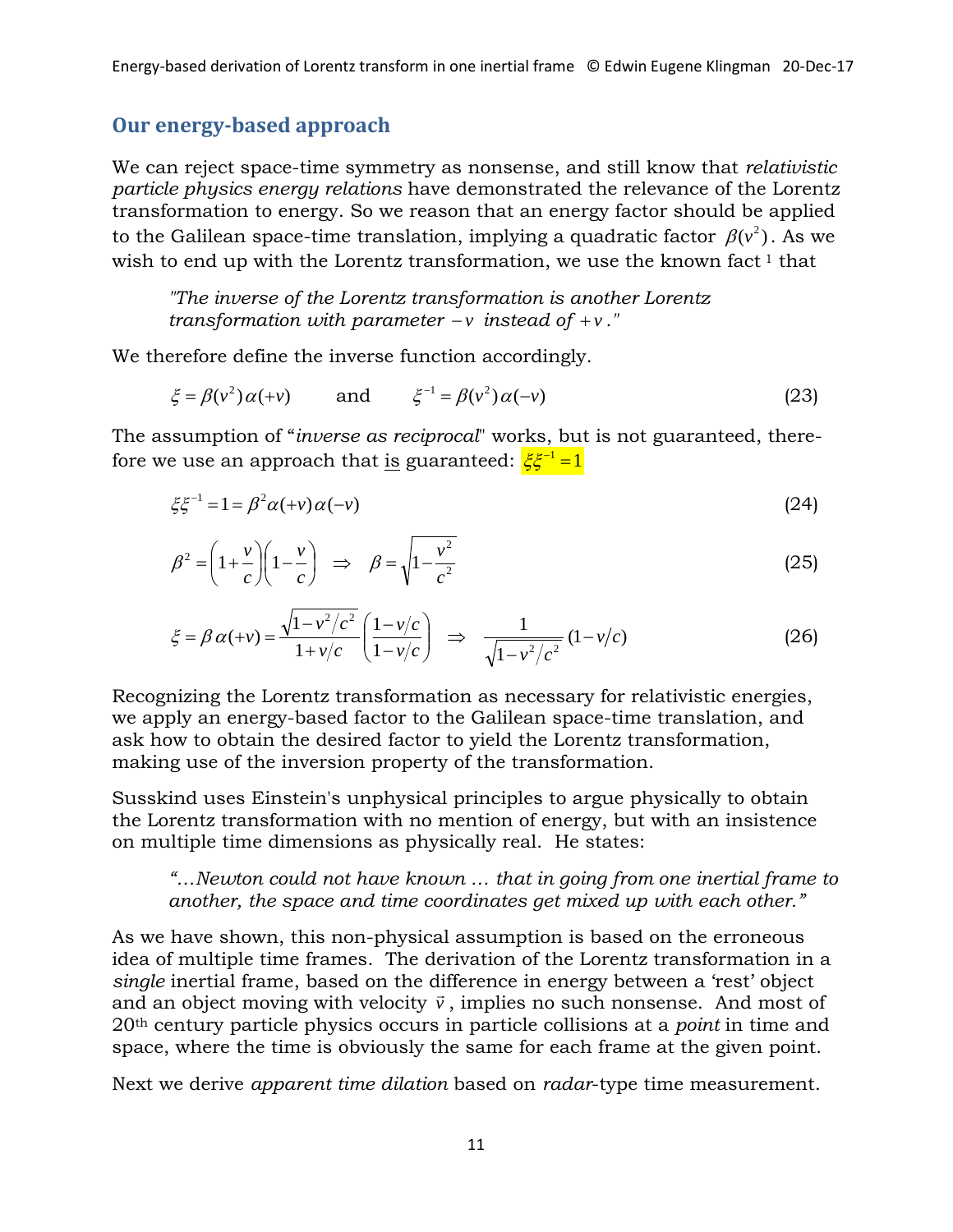## Our energy-based approach

We can reject space-time symmetry as nonsense, and still know that *relativistic particle physics energy relations* have demonstrated the relevance of the Lorentz transformation to energy. So we reason that an energy factor should be applied to the Galilean space-time translation, implying a quadratic factor $\beta(v^2)$. As we wish to end up with the Lorentz transformation, we use the known fact [1] that

> *"The inverse of the Lorentz transformation is another Lorentz transformation with parameter* $-v$ *instead of* $+v$*."*

We therefore define the inverse function accordingly.

$$\xi = \beta(v^2)\,\alpha(+v) \qquad \text{and} \qquad \xi^{-1} = \beta(v^2)\,\alpha(-v) \tag{23}$$

The assumption of "*inverse as reciprocal*" works, but is not guaranteed, therefore we use an approach that is guaranteed: $\xi\xi^{-1} = 1$

$$\xi\xi^{-1} = 1 = \beta^2 \alpha(+v)\,\alpha(-v) \tag{24}$$

$$\beta^2 = \left(1+\frac{v}{c}\right)\left(1-\frac{v}{c}\right) \;\Rightarrow\; \beta = \sqrt{1-\frac{v^2}{c^2}} \tag{25}$$

$$\xi = \beta\,\alpha(+v) = \frac{\sqrt{1-v^2/c^2}}{1+v/c}\left(\frac{1-v/c}{1-v/c}\right) \;\Rightarrow\; \frac{1}{\sqrt{1-v^2/c^2}}\,(1-v/c) \tag{26}$$

Recognizing the Lorentz transformation as necessary for relativistic energies, we apply an energy-based factor to the Galilean space-time translation, and ask how to obtain the desired factor to yield the Lorentz transformation, making use of the inversion property of the transformation.

Susskind uses Einstein's unphysical principles to argue physically to obtain the Lorentz transformation with no mention of energy, but with an insistence on multiple time dimensions as physically real. He states:

> *"…Newton could not have known … that in going from one inertial frame to another, the space and time coordinates get mixed up with each other."*

As we have shown, this non-physical assumption is based on the erroneous idea of multiple time frames. The derivation of the Lorentz transformation in a *single* inertial frame, based on the difference in energy between a 'rest' object and an object moving with velocity $\vec{v}$, implies no such nonsense. And most of 20th century particle physics occurs in particle collisions at a *point* in time and space, where the time is obviously the same for each frame at the given point.

Next we derive *apparent time dilation* based on *radar*-type time measurement.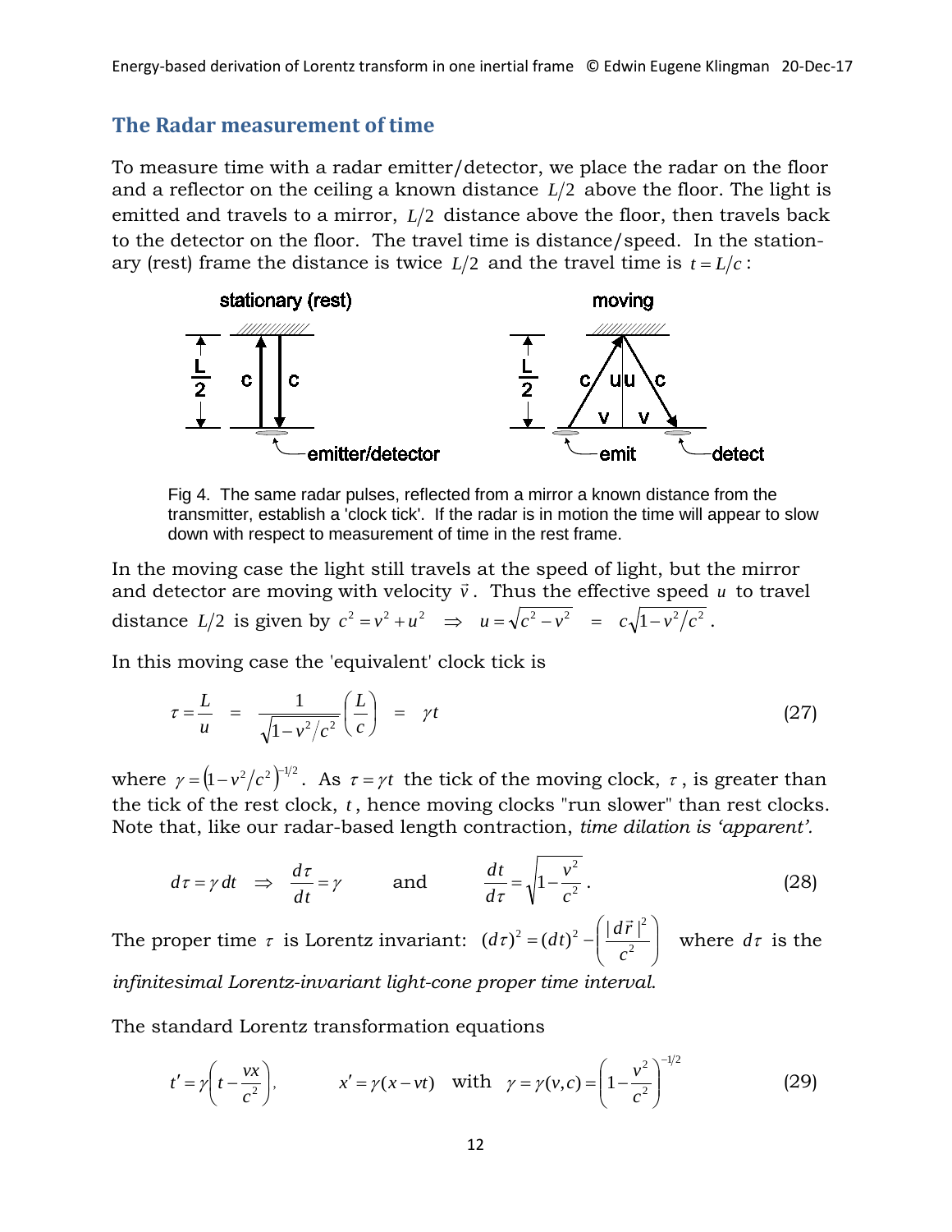## The Radar measurement of time

To measure time with a radar emitter/detector, we place the radar on the floor and a reflector on the ceiling a known distance $L/2$ above the floor. The light is emitted and travels to a mirror, $L/2$ distance above the floor, then travels back to the detector on the floor. The travel time is distance/speed. In the stationary (rest) frame the distance is twice $L/2$ and the travel time is $t = L/c$:

Fig 4. The same radar pulses, reflected from a mirror a known distance from the transmitter, establish a 'clock tick'. If the radar is in motion the time will appear to slow down with respect to measurement of time in the rest frame.

In the moving case the light still travels at the speed of light, but the mirror and detector are moving with velocity $\vec{v}$. Thus the effective speed $u$ to travel distance $L/2$ is given by $c^2 = v^2 + u^2 \;\Rightarrow\; u = \sqrt{c^2 - v^2} \;=\; c\sqrt{1 - v^2/c^2}$.

In this moving case the 'equivalent' clock tick is

$$\tau = \frac{L}{u} \;=\; \frac{1}{\sqrt{1 - v^2/c^2}}\left(\frac{L}{c}\right) \;=\; \gamma t \tag{27}$$

where $\gamma = \left(1 - v^2/c^2\right)^{-1/2}$. As $\tau = \gamma t$ the tick of the moving clock, $\tau$, is greater than the tick of the rest clock, $t$, hence moving clocks "run slower" than rest clocks. Note that, like our radar-based length contraction, *time dilation is 'apparent'.*

$$d\tau = \gamma\, dt \;\Rightarrow\; \frac{d\tau}{dt} = \gamma \qquad \text{and} \qquad \frac{dt}{d\tau} = \sqrt{1 - \frac{v^2}{c^2}}\,. \tag{28}$$

The proper time $\tau$ is Lorentz invariant: $(d\tau)^2 = (dt)^2 - \left(\frac{|d\vec{r}|^2}{c^2}\right)$ where $d\tau$ is the *infinitesimal Lorentz-invariant light-cone proper time interval.*

The standard Lorentz transformation equations

$$t' = \gamma\left(t - \frac{vx}{c^2}\right), \qquad x' = \gamma(x - vt) \;\; \text{with} \;\; \gamma = \gamma(v,c) = \left(1 - \frac{v^2}{c^2}\right)^{-1/2} \tag{29}$$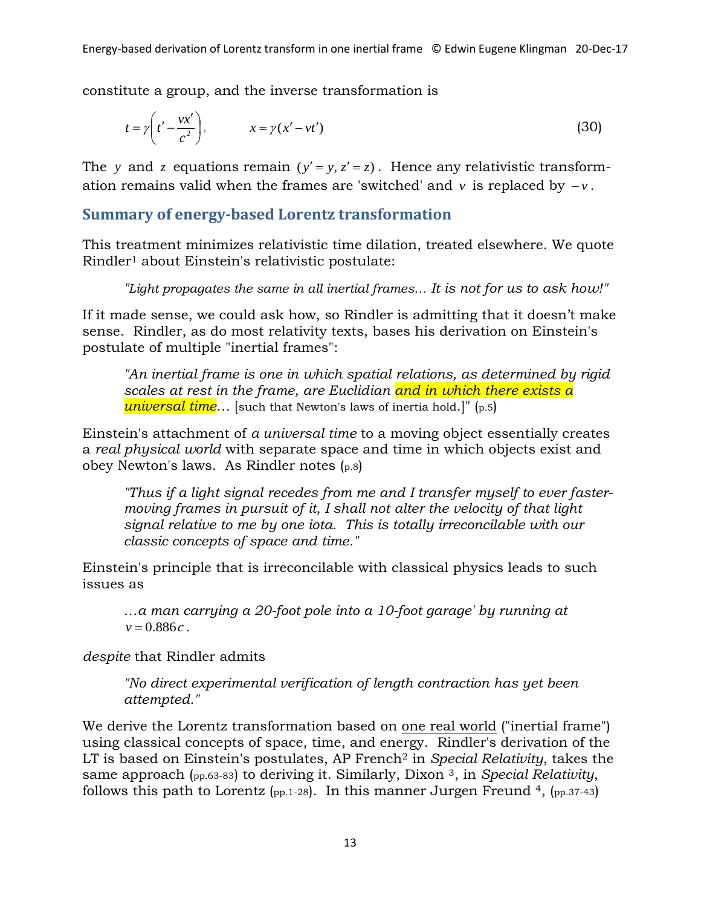constitute a group, and the inverse transformation is

$$t = \gamma\left(t' - \frac{vx'}{c^2}\right), \qquad x = \gamma(x' - vt') \tag{30}$$

The $y$ and $z$ equations remain $(y' = y, z' = z)$. Hence any relativistic transformation remains valid when the frames are 'switched' and $v$ is replaced by $-v$.

## Summary of energy-based Lorentz transformation

This treatment minimizes relativistic time dilation, treated elsewhere. We quote Rindler[1] about Einstein's relativistic postulate:

> *"Light propagates the same in all inertial frames… It is not for us to ask how!"*

If it made sense, we could ask how, so Rindler is admitting that it doesn't make sense. Rindler, as do most relativity texts, bases his derivation on Einstein's postulate of multiple "inertial frames":

> *"An inertial frame is one in which spatial relations, as determined by rigid scales at rest in the frame, are Euclidian and in which there exists a universal time…* [such that Newton's laws of inertia hold.]" (p.5)

Einstein's attachment of *a universal time* to a moving object essentially creates a *real physical world* with separate space and time in which objects exist and obey Newton's laws. As Rindler notes (p.8)

> *"Thus if a light signal recedes from me and I transfer myself to ever faster-moving frames in pursuit of it, I shall not alter the velocity of that light signal relative to me by one iota. This is totally irreconcilable with our classic concepts of space and time."*

Einstein's principle that is irreconcilable with classical physics leads to such issues as

> *…a man carrying a 20-foot pole into a 10-foot garage' by running at* $v = 0.886c$.

*despite* that Rindler admits

> *"No direct experimental verification of length contraction has yet been attempted."*

We derive the Lorentz transformation based on one real world ("inertial frame") using classical concepts of space, time, and energy. Rindler's derivation of the LT is based on Einstein's postulates, AP French[2] in *Special Relativity*, takes the same approach (pp.63-83) to deriving it. Similarly, Dixon [3], in *Special Relativity*, follows this path to Lorentz (pp.1-28). In this manner Jurgen Freund [4], (pp.37-43)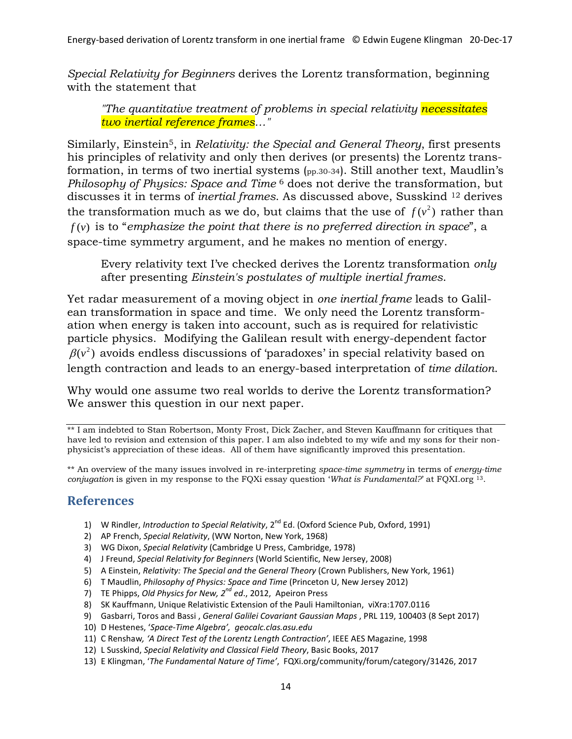*Special Relativity for Beginners* derives the Lorentz transformation, beginning with the statement that

> *"The quantitative treatment of problems in special relativity necessitates two inertial reference frames…"*

Similarly, Einstein[5], in *Relativity: the Special and General Theory*, first presents his principles of relativity and only then derives (or presents) the Lorentz transformation, in terms of two inertial systems (pp.30-34). Still another text, Maudlin's *Philosophy of Physics: Space and Time* [6] does not derive the transformation, but discusses it in terms of *inertial frames*. As discussed above, Susskind [12] derives the transformation much as we do, but claims that the use of $f(v^2)$ rather than $f(v)$ is to "*emphasize the point that there is no preferred direction in space*", a space-time symmetry argument, and he makes no mention of energy.

> Every relativity text I've checked derives the Lorentz transformation *only* after presenting *Einstein's postulates of multiple inertial frames*.

Yet radar measurement of a moving object in *one inertial frame* leads to Galilean transformation in space and time. We only need the Lorentz transformation when energy is taken into account, such as is required for relativistic particle physics. Modifying the Galilean result with energy-dependent factor $\beta(v^2)$ avoids endless discussions of 'paradoxes' in special relativity based on length contraction and leads to an energy-based interpretation of *time dilation*.

Why would one assume two real worlds to derive the Lorentz transformation? We answer this question in our next paper.

---

** I am indebted to Stan Robertson, Monty Frost, Dick Zacher, and Steven Kauffmann for critiques that have led to revision and extension of this paper. I am also indebted to my wife and my sons for their non-physicist's appreciation of these ideas. All of them have significantly improved this presentation.

** An overview of the many issues involved in re-interpreting *space-time symmetry* in terms of *energy-time conjugation* is given in my response to the FQXi essay question '*What is Fundamental?*' at FQXI.org [13].

## References

1) W Rindler, *Introduction to Special Relativity*, 2nd Ed. (Oxford Science Pub, Oxford, 1991)
2) AP French, *Special Relativity*, (WW Norton, New York, 1968)
3) WG Dixon, *Special Relativity* (Cambridge U Press, Cambridge, 1978)
4) J Freund, *Special Relativity for Beginners* (World Scientific, New Jersey, 2008)
5) A Einstein, *Relativity: The Special and the General Theory* (Crown Publishers, New York, 1961)
6) T Maudlin, *Philosophy of Physics: Space and Time* (Princeton U, New Jersey 2012)
7) TE Phipps, *Old Physics for New, 2nd ed.*, 2012, Apeiron Press
8) SK Kauffmann, Unique Relativistic Extension of the Pauli Hamiltonian, viXra:1707.0116
9) Gasbarri, Toros and Bassi , *General Galilei Covariant Gaussian Maps* , PRL 119, 100403 (8 Sept 2017)
10) D Hestenes, '*Space-Time Algebra', geocalc.clas.asu.edu*
11) C Renshaw*, 'A Direct Test of the Lorentz Length Contraction'*, IEEE AES Magazine, 1998
12) L Susskind, *Special Relativity and Classical Field Theory*, Basic Books, 2017
13) E Klingman, '*The Fundamental Nature of Time'*, FQXi.org/community/forum/category/31426, 2017